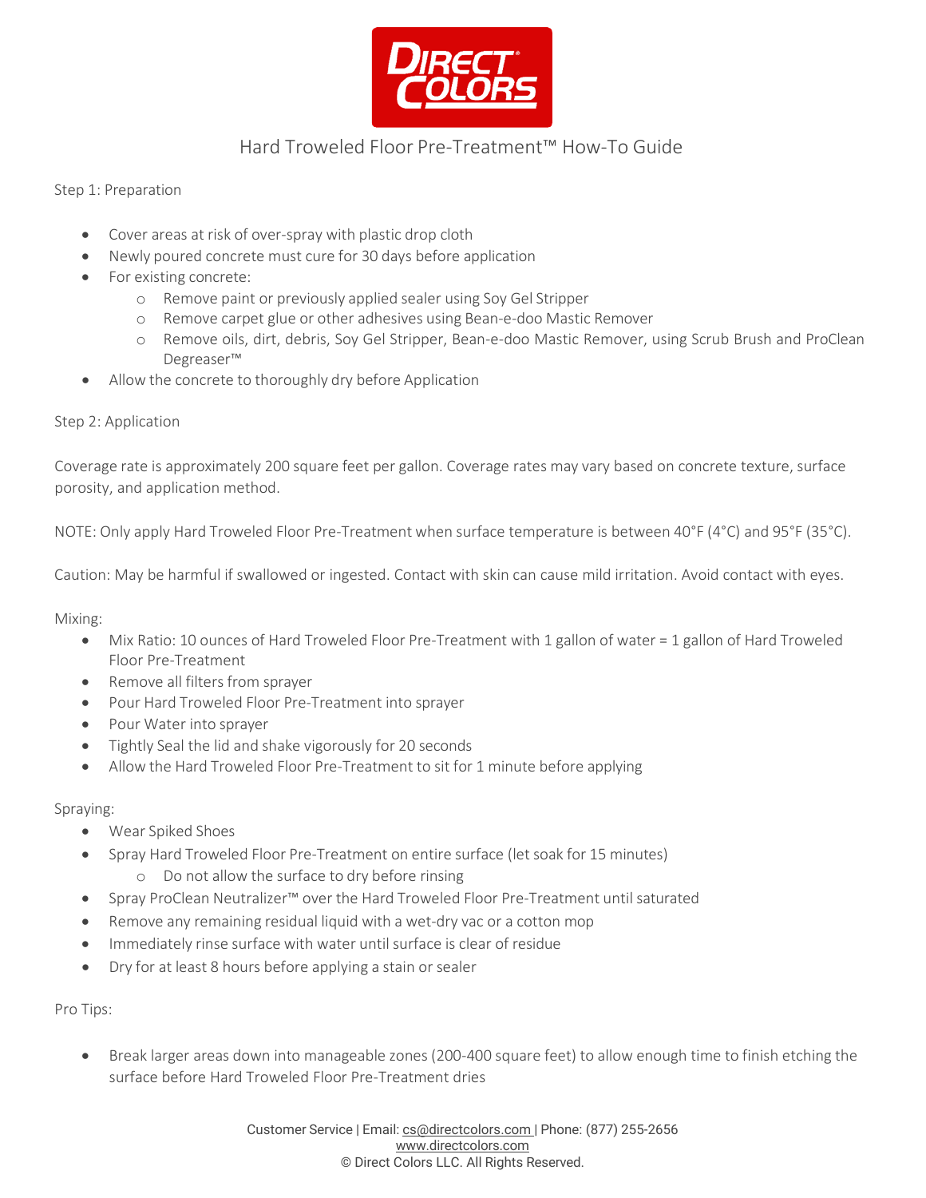# Hard Troweled Floor Pre-Treatment™ How-To Guide

## Step 1: Preparation

- Cover areas at risk of over-spray with plastic drop cloth
- Newly poured concrete must cure for 30 days before application
- For existing concrete:
    - Remove paint or previously applied sealer using Soy Gel Stripper
    - Remove carpet glue or other adhesives using Bean-e-doo Mastic Remover
    - Remove oils, dirt, debris, Soy Gel Stripper, Bean-e-doo Mastic Remover, using Scrub Brush and ProClean Degreaser™
- Allow the concrete to thoroughly dry before Application

## Step 2: Application

Coverage rate is approximately 200 square feet per gallon. Coverage rates may vary based on concrete texture, surface porosity, and application method.

NOTE: Only apply Hard Troweled Floor Pre-Treatment when surface temperature is between 40°F (4°C) and 95°F (35°C).

Caution: May be harmful if swallowed or ingested. Contact with skin can cause mild irritation. Avoid contact with eyes.

### Mixing:

- Mix Ratio: 10 ounces of Hard Troweled Floor Pre-Treatment with 1 gallon of water = 1 gallon of Hard Troweled Floor Pre-Treatment
- Remove all filters from sprayer
- Pour Hard Troweled Floor Pre-Treatment into sprayer
- Pour Water into sprayer
- Tightly Seal the lid and shake vigorously for 20 seconds
- Allow the Hard Troweled Floor Pre-Treatment to sit for 1 minute before applying

### Spraying:

- Wear Spiked Shoes
- Spray Hard Troweled Floor Pre-Treatment on entire surface (let soak for 15 minutes)
    - Do not allow the surface to dry before rinsing
- Spray ProClean Neutralizer™ over the Hard Troweled Floor Pre-Treatment until saturated
- Remove any remaining residual liquid with a wet-dry vac or a cotton mop
- Immediately rinse surface with water until surface is clear of residue
- Dry for at least 8 hours before applying a stain or sealer

### Pro Tips:

- Break larger areas down into manageable zones (200-400 square feet) to allow enough time to finish etching the surface before Hard Troweled Floor Pre-Treatment dries

Customer Service | Email: cs@directcolors.com | Phone: (877) 255-2656
www.directcolors.com
© Direct Colors LLC. All Rights Reserved.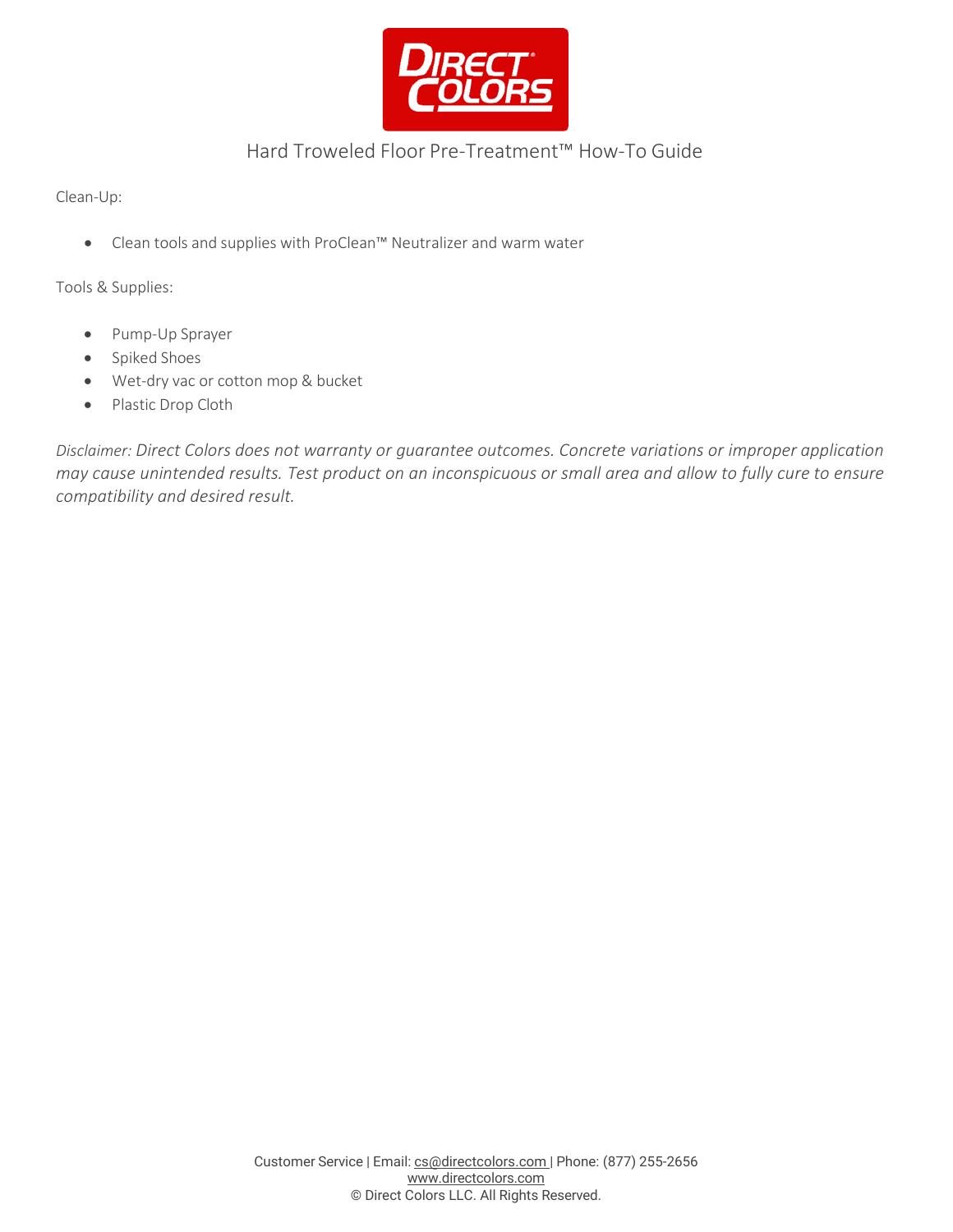Hard Troweled Floor Pre-Treatment™ How-To Guide

Clean-Up:

- Clean tools and supplies with ProClean™ Neutralizer and warm water

Tools & Supplies:

- Pump-Up Sprayer
- Spiked Shoes
- Wet-dry vac or cotton mop & bucket
- Plastic Drop Cloth

*Disclaimer: Direct Colors does not warranty or guarantee outcomes. Concrete variations or improper application may cause unintended results. Test product on an inconspicuous or small area and allow to fully cure to ensure compatibility and desired result.*

Customer Service | Email: cs@directcolors.com | Phone: (877) 255-2656
www.directcolors.com
© Direct Colors LLC. All Rights Reserved.